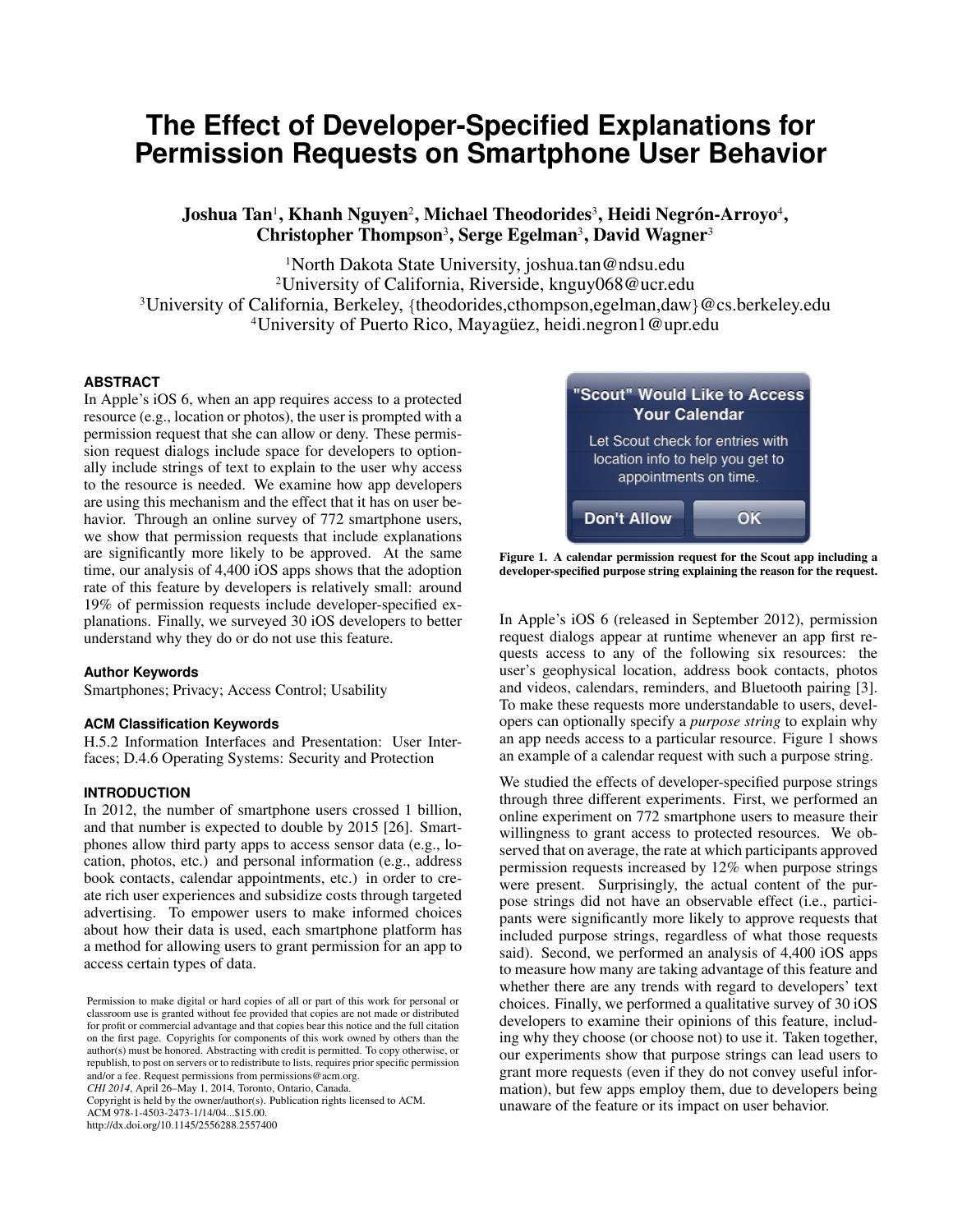# The Effect of Developer-Specified Explanations for Permission Requests on Smartphone User Behavior

**Joshua Tan**[1], **Khanh Nguyen**[2], **Michael Theodorides**[3], **Heidi Negrón-Arroyo**[4], **Christopher Thompson**[3], **Serge Egelman**[3], **David Wagner**[3]

[1]North Dakota State University, joshua.tan@ndsu.edu
[2]University of California, Riverside, knguy068@ucr.edu
[3]University of California, Berkeley, {theodorides,cthompson,egelman,daw}@cs.berkeley.edu
[4]University of Puerto Rico, Mayagüez, heidi.negron1@upr.edu

### ABSTRACT

In Apple's iOS 6, when an app requires access to a protected resource (e.g., location or photos), the user is prompted with a permission request that she can allow or deny. These permission request dialogs include space for developers to optionally include strings of text to explain to the user why access to the resource is needed. We examine how app developers are using this mechanism and the effect that it has on user behavior. Through an online survey of 772 smartphone users, we show that permission requests that include explanations are significantly more likely to be approved. At the same time, our analysis of 4,400 iOS apps shows that the adoption rate of this feature by developers is relatively small: around 19% of permission requests include developer-specified explanations. Finally, we surveyed 30 iOS developers to better understand why they do or do not use this feature.

### Author Keywords

Smartphones; Privacy; Access Control; Usability

### ACM Classification Keywords

H.5.2 Information Interfaces and Presentation: User Interfaces; D.4.6 Operating Systems: Security and Protection

### INTRODUCTION

In 2012, the number of smartphone users crossed 1 billion, and that number is expected to double by 2015 [26]. Smartphones allow third party apps to access sensor data (e.g., location, photos, etc.) and personal information (e.g., address book contacts, calendar appointments, etc.) in order to create rich user experiences and subsidize costs through targeted advertising. To empower users to make informed choices about how their data is used, each smartphone platform has a method for allowing users to grant permission for an app to access certain types of data.

Permission to make digital or hard copies of all or part of this work for personal or classroom use is granted without fee provided that copies are not made or distributed for profit or commercial advantage and that copies bear this notice and the full citation on the first page. Copyrights for components of this work owned by others than the author(s) must be honored. Abstracting with credit is permitted. To copy otherwise, or republish, to post on servers or to redistribute to lists, requires prior specific permission and/or a fee. Request permissions from permissions@acm.org.
*CHI 2014*, April 26–May 1, 2014, Toronto, Ontario, Canada.
Copyright is held by the owner/author(s). Publication rights licensed to ACM.
ACM 978-1-4503-2473-1/14/04...$15.00.
http://dx.doi.org/10.1145/2556288.2557400

**"Scout" Would Like to Access Your Calendar**

Let Scout check for entries with location info to help you get to appointments on time.

Don't Allow | OK

**Figure 1. A calendar permission request for the Scout app including a developer-specified purpose string explaining the reason for the request.**

In Apple's iOS 6 (released in September 2012), permission request dialogs appear at runtime whenever an app first requests access to any of the following six resources: the user's geophysical location, address book contacts, photos and videos, calendars, reminders, and Bluetooth pairing [3]. To make these requests more understandable to users, developers can optionally specify a *purpose string* to explain why an app needs access to a particular resource. Figure 1 shows an example of a calendar request with such a purpose string.

We studied the effects of developer-specified purpose strings through three different experiments. First, we performed an online experiment on 772 smartphone users to measure their willingness to grant access to protected resources. We observed that on average, the rate at which participants approved permission requests increased by 12% when purpose strings were present. Surprisingly, the actual content of the purpose strings did not have an observable effect (i.e., participants were significantly more likely to approve requests that included purpose strings, regardless of what those requests said). Second, we performed an analysis of 4,400 iOS apps to measure how many are taking advantage of this feature and whether there are any trends with regard to developers' text choices. Finally, we performed a qualitative survey of 30 iOS developers to examine their opinions of this feature, including why they choose (or choose not) to use it. Taken together, our experiments show that purpose strings can lead users to grant more requests (even if they do not convey useful information), but few apps employ them, due to developers being unaware of the feature or its impact on user behavior.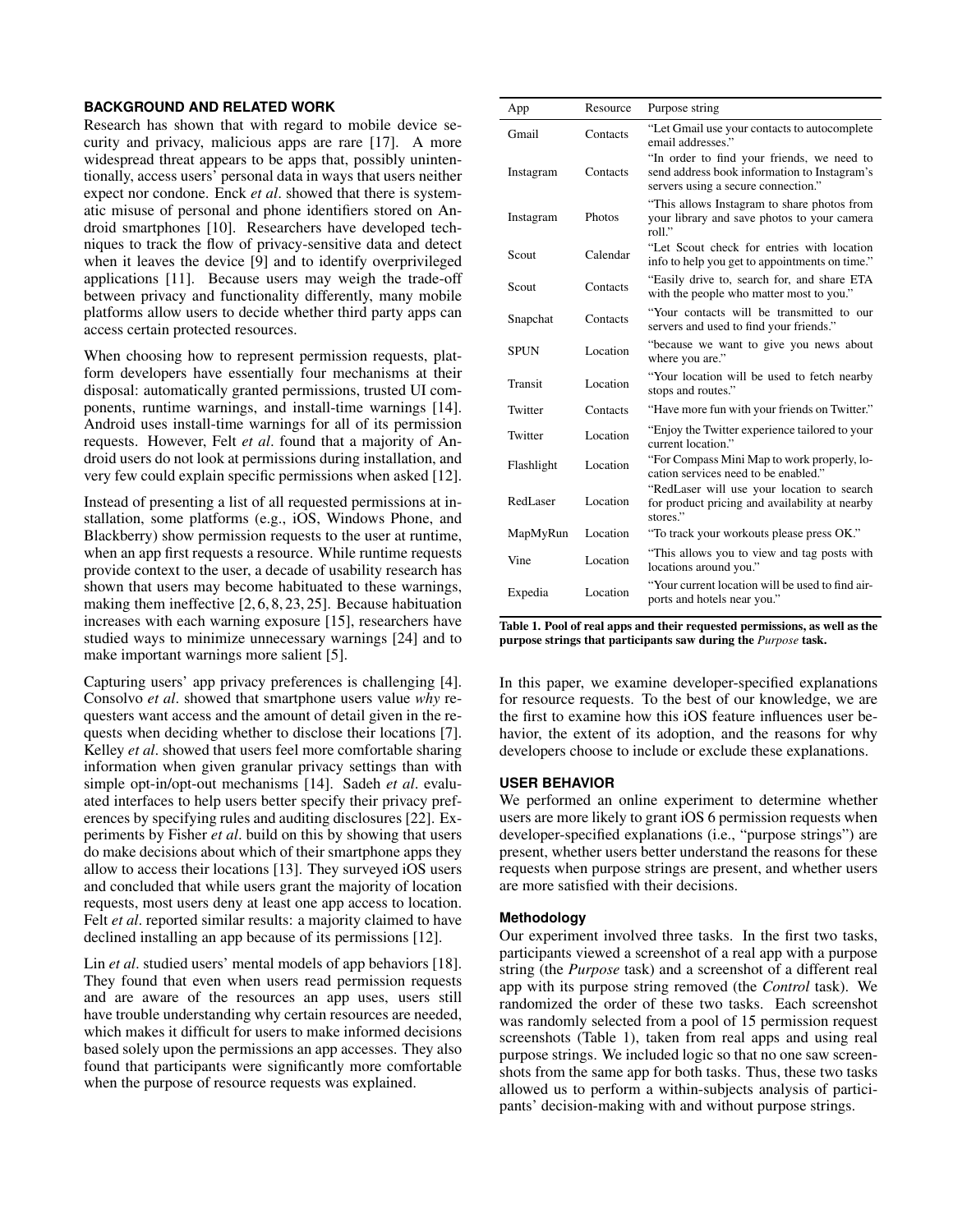## BACKGROUND AND RELATED WORK

Research has shown that with regard to mobile device security and privacy, malicious apps are rare [17]. A more widespread threat appears to be apps that, possibly unintentionally, access users' personal data in ways that users neither expect nor condone. Enck *et al*. showed that there is systematic misuse of personal and phone identifiers stored on Android smartphones [10]. Researchers have developed techniques to track the flow of privacy-sensitive data and detect when it leaves the device [9] and to identify overprivileged applications [11]. Because users may weigh the trade-off between privacy and functionality differently, many mobile platforms allow users to decide whether third party apps can access certain protected resources.

When choosing how to represent permission requests, platform developers have essentially four mechanisms at their disposal: automatically granted permissions, trusted UI components, runtime warnings, and install-time warnings [14]. Android uses install-time warnings for all of its permission requests. However, Felt *et al*. found that a majority of Android users do not look at permissions during installation, and very few could explain specific permissions when asked [12].

Instead of presenting a list of all requested permissions at installation, some platforms (e.g., iOS, Windows Phone, and Blackberry) show permission requests to the user at runtime, when an app first requests a resource. While runtime requests provide context to the user, a decade of usability research has shown that users may become habituated to these warnings, making them ineffective [2, 6, 8, 23, 25]. Because habituation increases with each warning exposure [15], researchers have studied ways to minimize unnecessary warnings [24] and to make important warnings more salient [5].

Capturing users' app privacy preferences is challenging [4]. Consolvo *et al*. showed that smartphone users value *why* requesters want access and the amount of detail given in the requests when deciding whether to disclose their locations [7]. Kelley *et al*. showed that users feel more comfortable sharing information when given granular privacy settings than with simple opt-in/opt-out mechanisms [14]. Sadeh *et al*. evaluated interfaces to help users better specify their privacy preferences by specifying rules and auditing disclosures [22]. Experiments by Fisher *et al*. build on this by showing that users do make decisions about which of their smartphone apps they allow to access their locations [13]. They surveyed iOS users and concluded that while users grant the majority of location requests, most users deny at least one app access to location. Felt *et al*. reported similar results: a majority claimed to have declined installing an app because of its permissions [12].

Lin *et al*. studied users' mental models of app behaviors [18]. They found that even when users read permission requests and are aware of the resources an app uses, users still have trouble understanding why certain resources are needed, which makes it difficult for users to make informed decisions based solely upon the permissions an app accesses. They also found that participants were significantly more comfortable when the purpose of resource requests was explained.

| App | Resource | Purpose string |
|---|---|---|
| Gmail | Contacts | "Let Gmail use your contacts to autocomplete email addresses." |
| Instagram | Contacts | "In order to find your friends, we need to send address book information to Instagram's servers using a secure connection." |
| Instagram | Photos | "This allows Instagram to share photos from your library and save photos to your camera roll." |
| Scout | Calendar | "Let Scout check for entries with location info to help you get to appointments on time." |
| Scout | Contacts | "Easily drive to, search for, and share ETA with the people who matter most to you." |
| Snapchat | Contacts | "Your contacts will be transmitted to our servers and used to find your friends." |
| SPUN | Location | "because we want to give you news about where you are." |
| Transit | Location | "Your location will be used to fetch nearby stops and routes." |
| Twitter | Contacts | "Have more fun with your friends on Twitter." |
| Twitter | Location | "Enjoy the Twitter experience tailored to your current location." |
| Flashlight | Location | "For Compass Mini Map to work properly, location services need to be enabled." |
| RedLaser | Location | "RedLaser will use your location to search for product pricing and availability at nearby stores." |
| MapMyRun | Location | "To track your workouts please press OK." |
| Vine | Location | "This allows you to view and tag posts with locations around you." |
| Expedia | Location | "Your current location will be used to find airports and hotels near you." |

**Table 1. Pool of real apps and their requested permissions, as well as the purpose strings that participants saw during the *Purpose* task.**

In this paper, we examine developer-specified explanations for resource requests. To the best of our knowledge, we are the first to examine how this iOS feature influences user behavior, the extent of its adoption, and the reasons for why developers choose to include or exclude these explanations.

## USER BEHAVIOR

We performed an online experiment to determine whether users are more likely to grant iOS 6 permission requests when developer-specified explanations (i.e., "purpose strings") are present, whether users better understand the reasons for these requests when purpose strings are present, and whether users are more satisfied with their decisions.

### Methodology

Our experiment involved three tasks. In the first two tasks, participants viewed a screenshot of a real app with a purpose string (the *Purpose* task) and a screenshot of a different real app with its purpose string removed (the *Control* task). We randomized the order of these two tasks. Each screenshot was randomly selected from a pool of 15 permission request screenshots (Table 1), taken from real apps and using real purpose strings. We included logic so that no one saw screenshots from the same app for both tasks. Thus, these two tasks allowed us to perform a within-subjects analysis of participants' decision-making with and without purpose strings.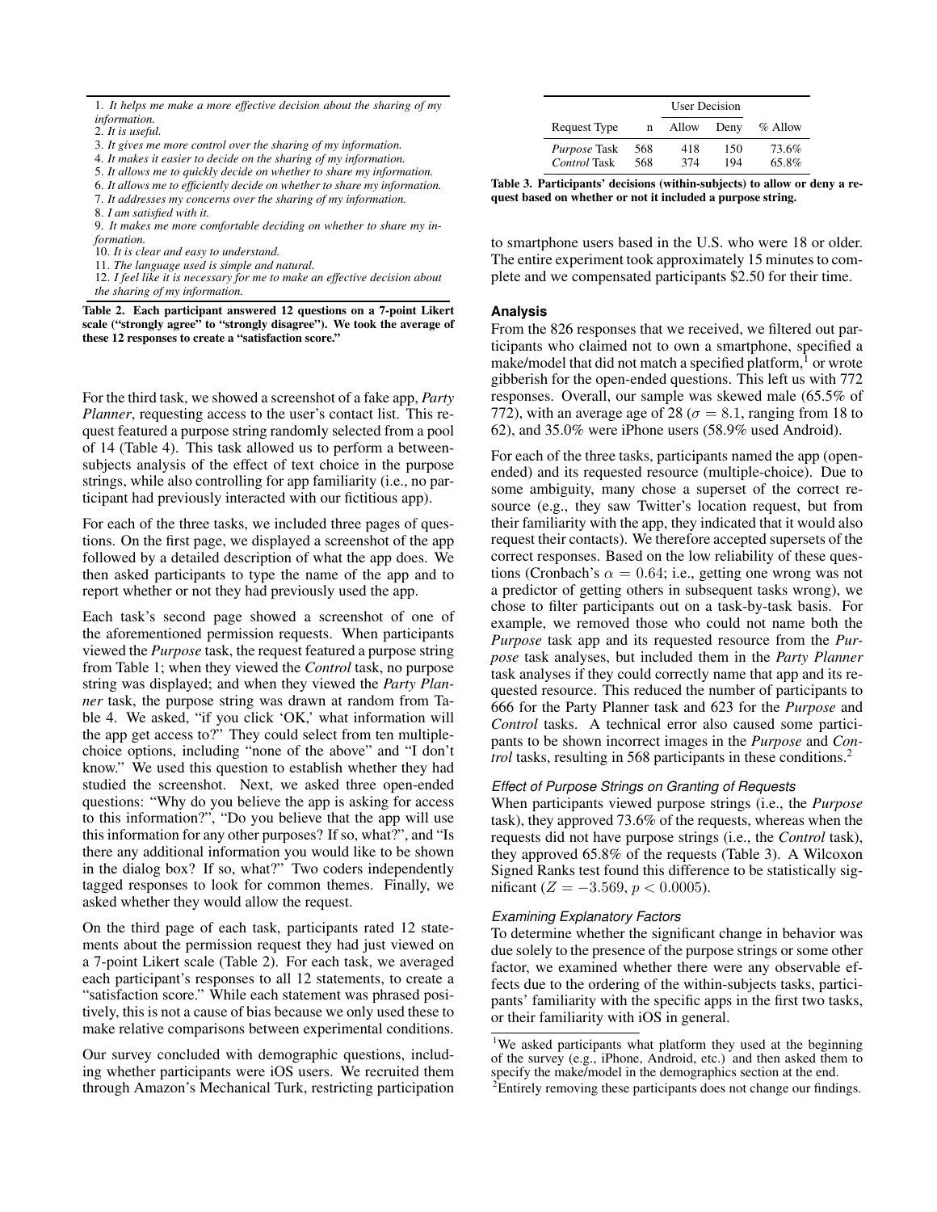1. *It helps me make a more effective decision about the sharing of my information.*
2. *It is useful.*
3. *It gives me more control over the sharing of my information.*
4. *It makes it easier to decide on the sharing of my information.*
5. *It allows me to quickly decide on whether to share my information.*
6. *It allows me to efficiently decide on whether to share my information.*
7. *It addresses my concerns over the sharing of my information.*
8. *I am satisfied with it.*
9. *It makes me more comfortable deciding on whether to share my information.*
10. *It is clear and easy to understand.*
11. *The language used is simple and natural.*
12. *I feel like it is necessary for me to make an effective decision about the sharing of my information.*

**Table 2. Each participant answered 12 questions on a 7-point Likert scale ("strongly agree" to "strongly disagree"). We took the average of these 12 responses to create a "satisfaction score."**

For the third task, we showed a screenshot of a fake app, *Party Planner*, requesting access to the user's contact list. This request featured a purpose string randomly selected from a pool of 14 (Table 4). This task allowed us to perform a between-subjects analysis of the effect of text choice in the purpose strings, while also controlling for app familiarity (i.e., no participant had previously interacted with our fictitious app).

For each of the three tasks, we included three pages of questions. On the first page, we displayed a screenshot of the app followed by a detailed description of what the app does. We then asked participants to type the name of the app and to report whether or not they had previously used the app.

Each task's second page showed a screenshot of one of the aforementioned permission requests. When participants viewed the *Purpose* task, the request featured a purpose string from Table 1; when they viewed the *Control* task, no purpose string was displayed; and when they viewed the *Party Planner* task, the purpose string was drawn at random from Table 4. We asked, "if you click 'OK,' what information will the app get access to?" They could select from ten multiple-choice options, including "none of the above" and "I don't know." We used this question to establish whether they had studied the screenshot. Next, we asked three open-ended questions: "Why do you believe the app is asking for access to this information?", "Do you believe that the app will use this information for any other purposes? If so, what?", and "Is there any additional information you would like to be shown in the dialog box? If so, what?" Two coders independently tagged responses to look for common themes. Finally, we asked whether they would allow the request.

On the third page of each task, participants rated 12 statements about the permission request they had just viewed on a 7-point Likert scale (Table 2). For each task, we averaged each participant's responses to all 12 statements, to create a "satisfaction score." While each statement was phrased positively, this is not a cause of bias because we only used these to make relative comparisons between experimental conditions.

Our survey concluded with demographic questions, including whether participants were iOS users. We recruited them through Amazon's Mechanical Turk, restricting participation to smartphone users based in the U.S. who were 18 or older. The entire experiment took approximately 15 minutes to complete and we compensated participants $2.50 for their time.

| | | User Decision | | |
|---|---|---|---|---|
| Request Type | n | Allow | Deny | % Allow |
| *Purpose* Task | 568 | 418 | 150 | 73.6% |
| *Control* Task | 568 | 374 | 194 | 65.8% |

**Table 3. Participants' decisions (within-subjects) to allow or deny a request based on whether or not it included a purpose string.**

### Analysis

From the 826 responses that we received, we filtered out participants who claimed not to own a smartphone, specified a make/model that did not match a specified platform,[1] or wrote gibberish for the open-ended questions. This left us with 772 responses. Overall, our sample was skewed male (65.5% of 772), with an average age of 28 ($\sigma = 8.1$, ranging from 18 to 62), and 35.0% were iPhone users (58.9% used Android).

For each of the three tasks, participants named the app (open-ended) and its requested resource (multiple-choice). Due to some ambiguity, many chose a superset of the correct resource (e.g., they saw Twitter's location request, but from their familiarity with the app, they indicated that it would also request their contacts). We therefore accepted supersets of the correct responses. Based on the low reliability of these questions (Cronbach's $\alpha = 0.64$; i.e., getting one wrong was not a predictor of getting others in subsequent tasks wrong), we chose to filter participants out on a task-by-task basis. For example, we removed those who could not name both the *Purpose* task app and its requested resource from the *Purpose* task analyses, but included them in the *Party Planner* task analyses if they could correctly name that app and its requested resource. This reduced the number of participants to 666 for the Party Planner task and 623 for the *Purpose* and *Control* tasks. A technical error also caused some participants to be shown incorrect images in the *Purpose* and *Control* tasks, resulting in 568 participants in these conditions.[2]

#### *Effect of Purpose Strings on Granting of Requests*

When participants viewed purpose strings (i.e., the *Purpose* task), they approved 73.6% of the requests, whereas when the requests did not have purpose strings (i.e., the *Control* task), they approved 65.8% of the requests (Table 3). A Wilcoxon Signed Ranks test found this difference to be statistically significant ($Z = -3.569$, $p < 0.0005$).

#### *Examining Explanatory Factors*

To determine whether the significant change in behavior was due solely to the presence of the purpose strings or some other factor, we examined whether there were any observable effects due to the ordering of the within-subjects tasks, participants' familiarity with the specific apps in the first two tasks, or their familiarity with iOS in general.

[1] We asked participants what platform they used at the beginning of the survey (e.g., iPhone, Android, etc.) and then asked them to specify the make/model in the demographics section at the end.

[2] Entirely removing these participants does not change our findings.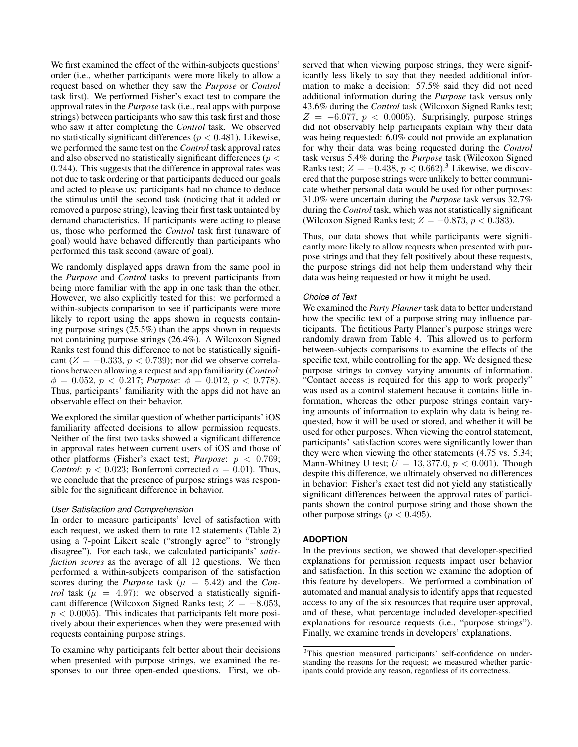We first examined the effect of the within-subjects questions' order (i.e., whether participants were more likely to allow a request based on whether they saw the *Purpose* or *Control* task first). We performed Fisher's exact test to compare the approval rates in the *Purpose* task (i.e., real apps with purpose strings) between participants who saw this task first and those who saw it after completing the *Control* task. We observed no statistically significant differences ($p < 0.481$). Likewise, we performed the same test on the *Control* task approval rates and also observed no statistically significant differences ($p < 0.244$). This suggests that the difference in approval rates was not due to task ordering or that participants deduced our goals and acted to please us: participants had no chance to deduce the stimulus until the second task (noticing that it added or removed a purpose string), leaving their first task untainted by demand characteristics. If participants were acting to please us, those who performed the *Control* task first (unaware of goal) would have behaved differently than participants who performed this task second (aware of goal).

We randomly displayed apps drawn from the same pool in the *Purpose* and *Control* tasks to prevent participants from being more familiar with the app in one task than the other. However, we also explicitly tested for this: we performed a within-subjects comparison to see if participants were more likely to report using the apps shown in requests containing purpose strings (25.5%) than the apps shown in requests not containing purpose strings (26.4%). A Wilcoxon Signed Ranks test found this difference to not be statistically significant ($Z = -0.333$, $p < 0.739$); nor did we observe correlations between allowing a request and app familiarity (*Control*: $\phi = 0.052$, $p < 0.217$; *Purpose*: $\phi = 0.012$, $p < 0.778$). Thus, participants' familiarity with the apps did not have an observable effect on their behavior.

We explored the similar question of whether participants' iOS familiarity affected decisions to allow permission requests. Neither of the first two tasks showed a significant difference in approval rates between current users of iOS and those of other platforms (Fisher's exact test; *Purpose*: $p < 0.769$; *Control*: $p < 0.023$; Bonferroni corrected $\alpha = 0.01$). Thus, we conclude that the presence of purpose strings was responsible for the significant difference in behavior.

### *User Satisfaction and Comprehension*

In order to measure participants' level of satisfaction with each request, we asked them to rate 12 statements (Table 2) using a 7-point Likert scale ("strongly agree" to "strongly disagree"). For each task, we calculated participants' *satisfaction scores* as the average of all 12 questions. We then performed a within-subjects comparison of the satisfaction scores during the *Purpose* task ($\mu = 5.42$) and the *Control* task ($\mu = 4.97$): we observed a statistically significant difference (Wilcoxon Signed Ranks test; $Z = -8.053$, $p < 0.0005$). This indicates that participants felt more positively about their experiences when they were presented with requests containing purpose strings.

To examine why participants felt better about their decisions when presented with purpose strings, we examined the responses to our three open-ended questions. First, we observed that when viewing purpose strings, they were significantly less likely to say that they needed additional information to make a decision: 57.5% said they did not need additional information during the *Purpose* task versus only 43.6% during the *Control* task (Wilcoxon Signed Ranks test; $Z = -6.077$, $p < 0.0005$). Surprisingly, purpose strings did not observably help participants explain why their data was being requested: 6.0% could not provide an explanation for why their data was being requested during the *Control* task versus 5.4% during the *Purpose* task (Wilcoxon Signed Ranks test; $Z = -0.438$, $p < 0.662$).[3] Likewise, we discovered that the purpose strings were unlikely to better communicate whether personal data would be used for other purposes: 31.0% were uncertain during the *Purpose* task versus 32.7% during the *Control* task, which was not statistically significant (Wilcoxon Signed Ranks test; $Z = -0.873$, $p < 0.383$).

Thus, our data shows that while participants were significantly more likely to allow requests when presented with purpose strings and that they felt positively about these requests, the purpose strings did not help them understand why their data was being requested or how it might be used.

### *Choice of Text*

We examined the *Party Planner* task data to better understand how the specific text of a purpose string may influence participants. The fictitious Party Planner's purpose strings were randomly drawn from Table 4. This allowed us to perform between-subjects comparisons to examine the effects of the specific text, while controlling for the app. We designed these purpose strings to convey varying amounts of information. "Contact access is required for this app to work properly" was used as a control statement because it contains little information, whereas the other purpose strings contain varying amounts of information to explain why data is being requested, how it will be used or stored, and whether it will be used for other purposes. When viewing the control statement, participants' satisfaction scores were significantly lower than they were when viewing the other statements (4.75 vs. 5.34; Mann-Whitney U test; $U = 13,377.0$, $p < 0.001$). Though despite this difference, we ultimately observed no differences in behavior: Fisher's exact test did not yield any statistically significant differences between the approval rates of participants shown the control purpose string and those shown the other purpose strings ($p < 0.495$).

## ADOPTION

In the previous section, we showed that developer-specified explanations for permission requests impact user behavior and satisfaction. In this section we examine the adoption of this feature by developers. We performed a combination of automated and manual analysis to identify apps that requested access to any of the six resources that require user approval, and of these, what percentage included developer-specified explanations for resource requests (i.e., "purpose strings"). Finally, we examine trends in developers' explanations.

[3] This question measured participants' self-confidence on understanding the reasons for the request; we measured whether participants could provide any reason, regardless of its correctness.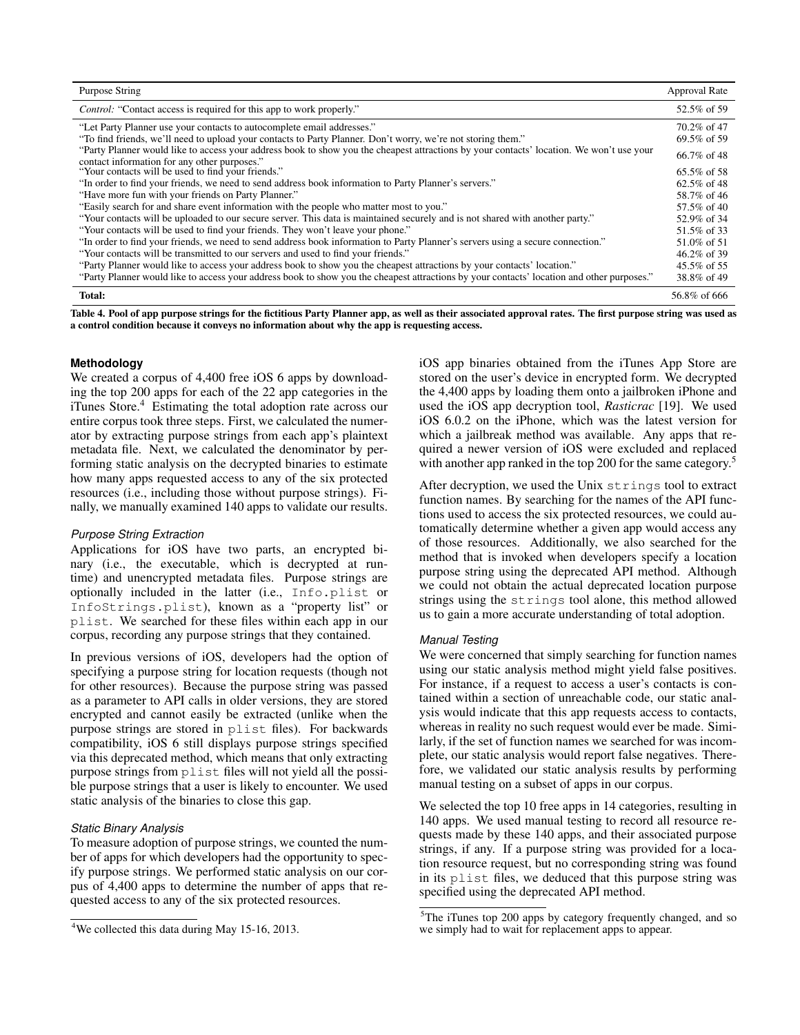| Purpose String | Approval Rate |
| --- | --- |
| *Control:* "Contact access is required for this app to work properly." | 52.5% of 59 |
| "Let Party Planner use your contacts to autocomplete email addresses." | 70.2% of 47 |
| "To find friends, we'll need to upload your contacts to Party Planner. Don't worry, we're not storing them." | 69.5% of 59 |
| "Party Planner would like to access your address book to show you the cheapest attractions by your contacts' location. We won't use your contact information for any other purposes." | 66.7% of 48 |
| "Your contacts will be used to find your friends." | 65.5% of 58 |
| "In order to find your friends, we need to send address book information to Party Planner's servers." | 62.5% of 48 |
| "Have more fun with your friends on Party Planner." | 58.7% of 46 |
| "Easily search for and share event information with the people who matter most to you." | 57.5% of 40 |
| "Your contacts will be uploaded to our secure server. This data is maintained securely and is not shared with another party." | 52.9% of 34 |
| "Your contacts will be used to find your friends. They won't leave your phone." | 51.5% of 33 |
| "In order to find your friends, we need to send address book information to Party Planner's servers using a secure connection." | 51.0% of 51 |
| "Your contacts will be transmitted to our servers and used to find your friends." | 46.2% of 39 |
| "Party Planner would like to access your address book to show you the cheapest attractions by your contacts' location." | 45.5% of 55 |
| "Party Planner would like to access your address book to show you the cheapest attractions by your contacts' location and other purposes." | 38.8% of 49 |
| **Total:** | 56.8% of 666 |

**Table 4. Pool of app purpose strings for the fictitious Party Planner app, as well as their associated approval rates. The first purpose string was used as a control condition because it conveys no information about why the app is requesting access.**

### Methodology

We created a corpus of 4,400 free iOS 6 apps by downloading the top 200 apps for each of the 22 app categories in the iTunes Store.[4] Estimating the total adoption rate across our entire corpus took three steps. First, we calculated the numerator by extracting purpose strings from each app's plaintext metadata file. Next, we calculated the denominator by performing static analysis on the decrypted binaries to estimate how many apps requested access to any of the six protected resources (i.e., including those without purpose strings). Finally, we manually examined 140 apps to validate our results.

#### *Purpose String Extraction*

Applications for iOS have two parts, an encrypted binary (i.e., the executable, which is decrypted at runtime) and unencrypted metadata files. Purpose strings are optionally included in the latter (i.e., `Info.plist` or `InfoStrings.plist`), known as a "property list" or `plist`. We searched for these files within each app in our corpus, recording any purpose strings that they contained.

In previous versions of iOS, developers had the option of specifying a purpose string for location requests (though not for other resources). Because the purpose string was passed as a parameter to API calls in older versions, they are stored encrypted and cannot easily be extracted (unlike when the purpose strings are stored in `plist` files). For backwards compatibility, iOS 6 still displays purpose strings specified via this deprecated method, which means that only extracting purpose strings from `plist` files will not yield all the possible purpose strings that a user is likely to encounter. We used static analysis of the binaries to close this gap.

#### *Static Binary Analysis*

To measure adoption of purpose strings, we counted the number of apps for which developers had the opportunity to specify purpose strings. We performed static analysis on our corpus of 4,400 apps to determine the number of apps that requested access to any of the six protected resources.

iOS app binaries obtained from the iTunes App Store are stored on the user's device in encrypted form. We decrypted the 4,400 apps by loading them onto a jailbroken iPhone and used the iOS app decryption tool, *Rasticrac* [19]. We used iOS 6.0.2 on the iPhone, which was the latest version for which a jailbreak method was available. Any apps that required a newer version of iOS were excluded and replaced with another app ranked in the top 200 for the same category.[5]

After decryption, we used the Unix `strings` tool to extract function names. By searching for the names of the API functions used to access the six protected resources, we could automatically determine whether a given app would access any of those resources. Additionally, we also searched for the method that is invoked when developers specify a location purpose string using the deprecated API method. Although we could not obtain the actual deprecated location purpose strings using the `strings` tool alone, this method allowed us to gain a more accurate understanding of total adoption.

#### *Manual Testing*

We were concerned that simply searching for function names using our static analysis method might yield false positives. For instance, if a request to access a user's contacts is contained within a section of unreachable code, our static analysis would indicate that this app requests access to contacts, whereas in reality no such request would ever be made. Similarly, if the set of function names we searched for was incomplete, our static analysis would report false negatives. Therefore, we validated our static analysis results by performing manual testing on a subset of apps in our corpus.

We selected the top 10 free apps in 14 categories, resulting in 140 apps. We used manual testing to record all resource requests made by these 140 apps, and their associated purpose strings, if any. If a purpose string was provided for a location resource request, but no corresponding string was found in its `plist` files, we deduced that this purpose string was specified using the deprecated API method.

---

[4] We collected this data during May 15-16, 2013.

[5] The iTunes top 200 apps by category frequently changed, and so we simply had to wait for replacement apps to appear.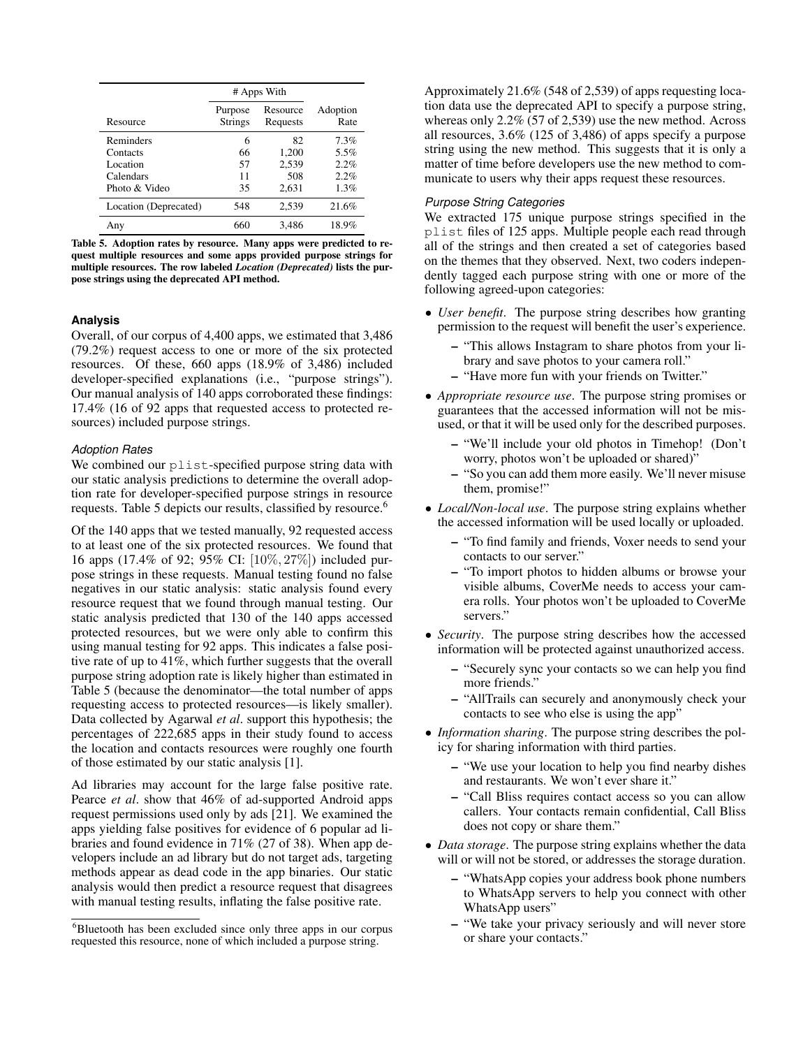| Resource | # Apps With Purpose Strings | # Apps With Resource Requests | Adoption Rate |
|---|---|---|---|
| Reminders | 6 | 82 | 7.3% |
| Contacts | 66 | 1,200 | 5.5% |
| Location | 57 | 2,539 | 2.2% |
| Calendars | 11 | 508 | 2.2% |
| Photo & Video | 35 | 2,631 | 1.3% |
| Location (Deprecated) | 548 | 2,539 | 21.6% |
| Any | 660 | 3,486 | 18.9% |

**Table 5. Adoption rates by resource. Many apps were predicted to request multiple resources and some apps provided purpose strings for multiple resources. The row labeled *Location (Deprecated)* lists the purpose strings using the deprecated API method.**

### Analysis

Overall, of our corpus of 4,400 apps, we estimated that 3,486 (79.2%) request access to one or more of the six protected resources. Of these, 660 apps (18.9% of 3,486) included developer-specified explanations (i.e., "purpose strings"). Our manual analysis of 140 apps corroborated these findings: 17.4% (16 of 92 apps that requested access to protected resources) included purpose strings.

#### *Adoption Rates*

We combined our plist-specified purpose string data with our static analysis predictions to determine the overall adoption rate for developer-specified purpose strings in resource requests. Table 5 depicts our results, classified by resource.[6]

Of the 140 apps that we tested manually, 92 requested access to at least one of the six protected resources. We found that 16 apps (17.4% of 92; 95% CI: $[10\%, 27\%]$) included purpose strings in these requests. Manual testing found no false negatives in our static analysis: static analysis found every resource request that we found through manual testing. Our static analysis predicted that 130 of the 140 apps accessed protected resources, but we were only able to confirm this using manual testing for 92 apps. This indicates a false positive rate of up to 41%, which further suggests that the overall purpose string adoption rate is likely higher than estimated in Table 5 (because the denominator—the total number of apps requesting access to protected resources—is likely smaller). Data collected by Agarwal *et al*. support this hypothesis; the percentages of 222,685 apps in their study found to access the location and contacts resources were roughly one fourth of those estimated by our static analysis [1].

Ad libraries may account for the large false positive rate. Pearce *et al*. show that 46% of ad-supported Android apps request permissions used only by ads [21]. We examined the apps yielding false positives for evidence of 6 popular ad libraries and found evidence in 71% (27 of 38). When app developers include an ad library but do not target ads, targeting methods appear as dead code in the app binaries. Our static analysis would then predict a resource request that disagrees with manual testing results, inflating the false positive rate.

[6] Bluetooth has been excluded since only three apps in our corpus requested this resource, none of which included a purpose string.

Approximately 21.6% (548 of 2,539) of apps requesting location data use the deprecated API to specify a purpose string, whereas only 2.2% (57 of 2,539) use the new method. Across all resources, 3.6% (125 of 3,486) of apps specify a purpose string using the new method. This suggests that it is only a matter of time before developers use the new method to communicate to users why their apps request these resources.

#### *Purpose String Categories*

We extracted 175 unique purpose strings specified in the plist files of 125 apps. Multiple people each read through all of the strings and then created a set of categories based on the themes that they observed. Next, two coders independently tagged each purpose string with one or more of the following agreed-upon categories:

- *User benefit*. The purpose string describes how granting permission to the request will benefit the user's experience.
  - "This allows Instagram to share photos from your library and save photos to your camera roll."
  - "Have more fun with your friends on Twitter."
- *Appropriate resource use*. The purpose string promises or guarantees that the accessed information will not be misused, or that it will be used only for the described purposes.
  - "We'll include your old photos in Timehop! (Don't worry, photos won't be uploaded or shared)"
  - "So you can add them more easily. We'll never misuse them, promise!"
- *Local/Non-local use*. The purpose string explains whether the accessed information will be used locally or uploaded.
  - "To find family and friends, Voxer needs to send your contacts to our server."
  - "To import photos to hidden albums or browse your visible albums, CoverMe needs to access your camera rolls. Your photos won't be uploaded to CoverMe servers."
- *Security*. The purpose string describes how the accessed information will be protected against unauthorized access.
  - "Securely sync your contacts so we can help you find more friends."
  - "AllTrails can securely and anonymously check your contacts to see who else is using the app"
- *Information sharing*. The purpose string describes the policy for sharing information with third parties.
  - "We use your location to help you find nearby dishes and restaurants. We won't ever share it."
  - "Call Bliss requires contact access so you can allow callers. Your contacts remain confidential, Call Bliss does not copy or share them."
- *Data storage*. The purpose string explains whether the data will or will not be stored, or addresses the storage duration.
  - "WhatsApp copies your address book phone numbers to WhatsApp servers to help you connect with other WhatsApp users"
  - "We take your privacy seriously and will never store or share your contacts."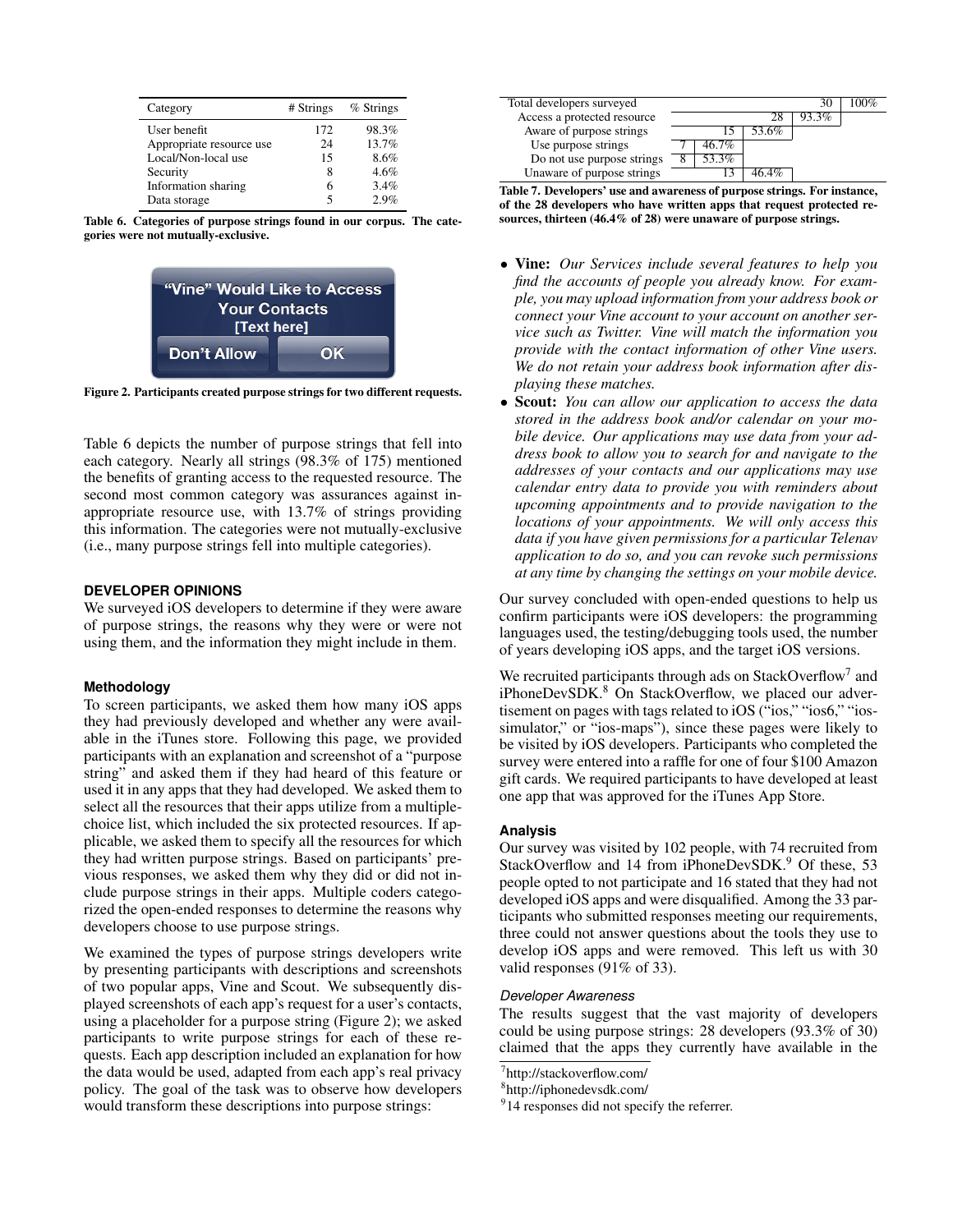| Category | # Strings | % Strings |
|---|---|---|
| User benefit | 172 | 98.3% |
| Appropriate resource use | 24 | 13.7% |
| Local/Non-local use | 15 | 8.6% |
| Security | 8 | 4.6% |
| Information sharing | 6 | 3.4% |
| Data storage | 5 | 2.9% |

**Table 6. Categories of purpose strings found in our corpus. The categories were not mutually-exclusive.**

"Vine" Would Like to Access Your Contacts [Text here]

Don't Allow | OK

**Figure 2. Participants created purpose strings for two different requests.**

Table 6 depicts the number of purpose strings that fell into each category. Nearly all strings (98.3% of 175) mentioned the benefits of granting access to the requested resource. The second most common category was assurances against inappropriate resource use, with 13.7% of strings providing this information. The categories were not mutually-exclusive (i.e., many purpose strings fell into multiple categories).

## DEVELOPER OPINIONS

We surveyed iOS developers to determine if they were aware of purpose strings, the reasons why they were or were not using them, and the information they might include in them.

### Methodology

To screen participants, we asked them how many iOS apps they had previously developed and whether any were available in the iTunes store. Following this page, we provided participants with an explanation and screenshot of a "purpose string" and asked them if they had heard of this feature or used it in any apps that they had developed. We asked them to select all the resources that their apps utilize from a multiple-choice list, which included the six protected resources. If applicable, we asked them to specify all the resources for which they had written purpose strings. Based on participants' previous responses, we asked them why they did or did not include purpose strings in their apps. Multiple coders categorized the open-ended responses to determine the reasons why developers choose to use purpose strings.

We examined the types of purpose strings developers write by presenting participants with descriptions and screenshots of two popular apps, Vine and Scout. We subsequently displayed screenshots of each app's request for a user's contacts, using a placeholder for a purpose string (Figure 2); we asked participants to write purpose strings for each of these requests. Each app description included an explanation for how the data would be used, adapted from each app's real privacy policy. The goal of the task was to observe how developers would transform these descriptions into purpose strings:

| | | | | | |
|---|---|---|---|---|---|
| Total developers surveyed | | | | 30 | 100% |
| Access a protected resource | | | 28 | 93.3% | |
| Aware of purpose strings | | 15 | 53.6% | | |
| Use purpose strings | 7 | 46.7% | | | |
| Do not use purpose strings | 8 | 53.3% | | | |
| Unaware of purpose strings | | 13 | 46.4% | | |

**Table 7. Developers' use and awareness of purpose strings. For instance, of the 28 developers who have written apps that request protected resources, thirteen (46.4% of 28) were unaware of purpose strings.**

- **Vine:** *Our Services include several features to help you find the accounts of people you already know. For example, you may upload information from your address book or connect your Vine account to your account on another service such as Twitter. Vine will match the information you provide with the contact information of other Vine users. We do not retain your address book information after displaying these matches.*
- **Scout:** *You can allow our application to access the data stored in the address book and/or calendar on your mobile device. Our applications may use data from your address book to allow you to search for and navigate to the addresses of your contacts and our applications may use calendar entry data to provide you with reminders about upcoming appointments and to provide navigation to the locations of your appointments. We will only access this data if you have given permissions for a particular Telenav application to do so, and you can revoke such permissions at any time by changing the settings on your mobile device.*

Our survey concluded with open-ended questions to help us confirm participants were iOS developers: the programming languages used, the testing/debugging tools used, the number of years developing iOS apps, and the target iOS versions.

We recruited participants through ads on StackOverflow[7] and iPhoneDevSDK.[8] On StackOverflow, we placed our advertisement on pages with tags related to iOS ("ios," "ios6," "ios-simulator," or "ios-maps"), since these pages were likely to be visited by iOS developers. Participants who completed the survey were entered into a raffle for one of four $100 Amazon gift cards. We required participants to have developed at least one app that was approved for the iTunes App Store.

### Analysis

Our survey was visited by 102 people, with 74 recruited from StackOverflow and 14 from iPhoneDevSDK.[9] Of these, 53 people opted to not participate and 16 stated that they had not developed iOS apps and were disqualified. Among the 33 participants who submitted responses meeting our requirements, three could not answer questions about the tools they use to develop iOS apps and were removed. This left us with 30 valid responses (91% of 33).

#### *Developer Awareness*

The results suggest that the vast majority of developers could be using purpose strings: 28 developers (93.3% of 30) claimed that the apps they currently have available in the

[7] http://stackoverflow.com/

[8] http://iphonedevsdk.com/

[9] 14 responses did not specify the referrer.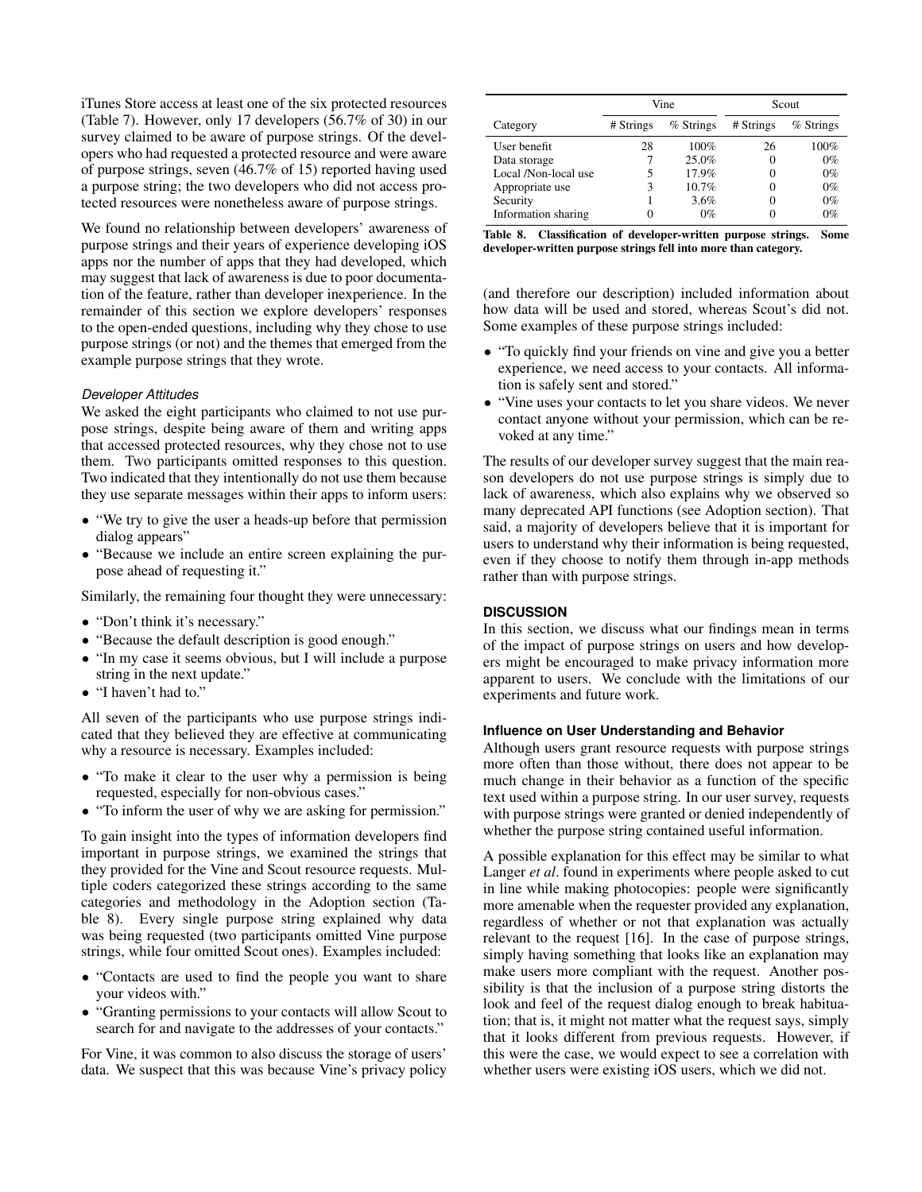iTunes Store access at least one of the six protected resources (Table 7). However, only 17 developers (56.7% of 30) in our survey claimed to be aware of purpose strings. Of the developers who had requested a protected resource and were aware of purpose strings, seven (46.7% of 15) reported having used a purpose string; the two developers who did not access protected resources were nonetheless aware of purpose strings.

We found no relationship between developers' awareness of purpose strings and their years of experience developing iOS apps nor the number of apps that they had developed, which may suggest that lack of awareness is due to poor documentation of the feature, rather than developer inexperience. In the remainder of this section we explore developers' responses to the open-ended questions, including why they chose to use purpose strings (or not) and the themes that emerged from the example purpose strings that they wrote.

#### *Developer Attitudes*

We asked the eight participants who claimed to not use purpose strings, despite being aware of them and writing apps that accessed protected resources, why they chose not to use them. Two participants omitted responses to this question. Two indicated that they intentionally do not use them because they use separate messages within their apps to inform users:

- "We try to give the user a heads-up before that permission dialog appears"
- "Because we include an entire screen explaining the purpose ahead of requesting it."

Similarly, the remaining four thought they were unnecessary:

- "Don't think it's necessary."
- "Because the default description is good enough."
- "In my case it seems obvious, but I will include a purpose string in the next update."
- "I haven't had to."

All seven of the participants who use purpose strings indicated that they believed they are effective at communicating why a resource is necessary. Examples included:

- "To make it clear to the user why a permission is being requested, especially for non-obvious cases."
- "To inform the user of why we are asking for permission."

To gain insight into the types of information developers find important in purpose strings, we examined the strings that they provided for the Vine and Scout resource requests. Multiple coders categorized these strings according to the same categories and methodology in the Adoption section (Table 8). Every single purpose string explained why data was being requested (two participants omitted Vine purpose strings, while four omitted Scout ones). Examples included:

- "Contacts are used to find the people you want to share your videos with."
- "Granting permissions to your contacts will allow Scout to search for and navigate to the addresses of your contacts."

For Vine, it was common to also discuss the storage of users' data. We suspect that this was because Vine's privacy policy (and therefore our description) included information about how data will be used and stored, whereas Scout's did not. Some examples of these purpose strings included:

- "To quickly find your friends on vine and give you a better experience, we need access to your contacts. All information is safely sent and stored."
- "Vine uses your contacts to let you share videos. We never contact anyone without your permission, which can be revoked at any time."

| | Vine | | Scout | |
|---|---|---|---|---|
| Category | # Strings | % Strings | # Strings | % Strings |
| User benefit | 28 | 100% | 26 | 100% |
| Data storage | 7 | 25.0% | 0 | 0% |
| Local /Non-local use | 5 | 17.9% | 0 | 0% |
| Appropriate use | 3 | 10.7% | 0 | 0% |
| Security | 1 | 3.6% | 0 | 0% |
| Information sharing | 0 | 0% | 0 | 0% |

**Table 8. Classification of developer-written purpose strings. Some developer-written purpose strings fell into more than category.**

The results of our developer survey suggest that the main reason developers do not use purpose strings is simply due to lack of awareness, which also explains why we observed so many deprecated API functions (see Adoption section). That said, a majority of developers believe that it is important for users to understand why their information is being requested, even if they choose to notify them through in-app methods rather than with purpose strings.

## DISCUSSION

In this section, we discuss what our findings mean in terms of the impact of purpose strings on users and how developers might be encouraged to make privacy information more apparent to users. We conclude with the limitations of our experiments and future work.

### Influence on User Understanding and Behavior

Although users grant resource requests with purpose strings more often than those without, there does not appear to be much change in their behavior as a function of the specific text used within a purpose string. In our user survey, requests with purpose strings were granted or denied independently of whether the purpose string contained useful information.

A possible explanation for this effect may be similar to what Langer *et al*. found in experiments where people asked to cut in line while making photocopies: people were significantly more amenable when the requester provided any explanation, regardless of whether or not that explanation was actually relevant to the request [16]. In the case of purpose strings, simply having something that looks like an explanation may make users more compliant with the request. Another possibility is that the inclusion of a purpose string distorts the look and feel of the request dialog enough to break habituation; that is, it might not matter what the request says, simply that it looks different from previous requests. However, if this were the case, we would expect to see a correlation with whether users were existing iOS users, which we did not.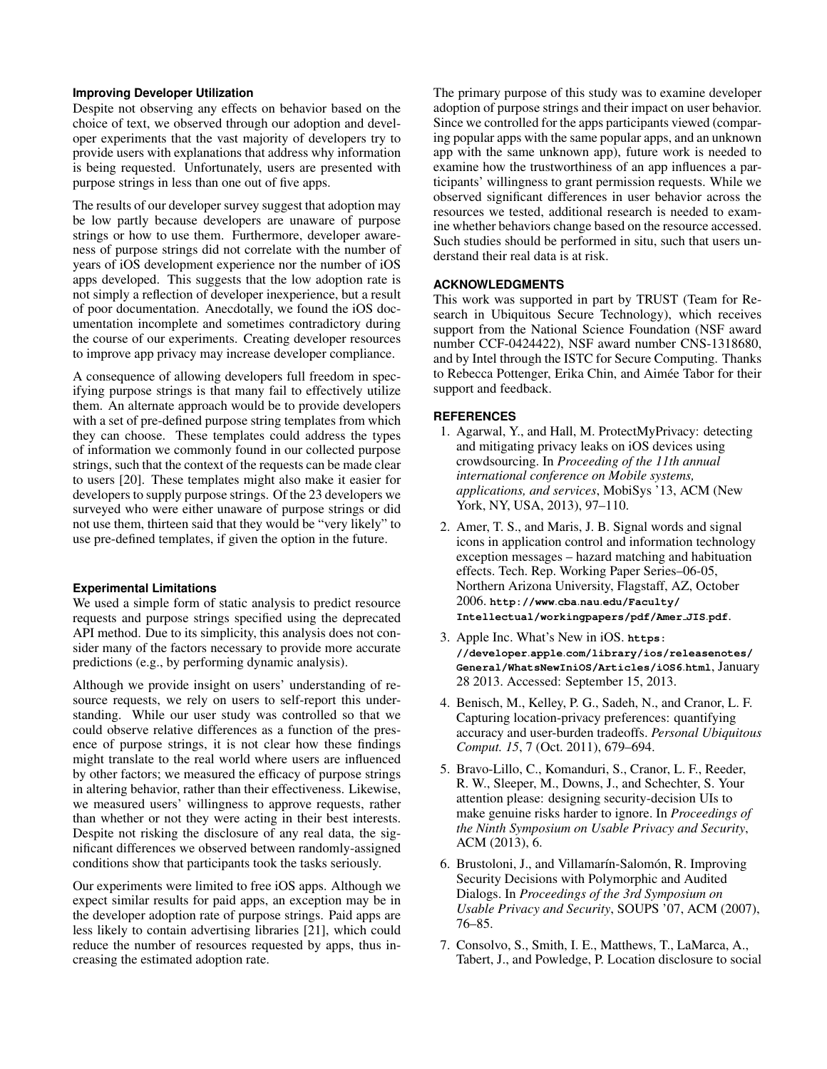### Improving Developer Utilization

Despite not observing any effects on behavior based on the choice of text, we observed through our adoption and developer experiments that the vast majority of developers try to provide users with explanations that address why information is being requested. Unfortunately, users are presented with purpose strings in less than one out of five apps.

The results of our developer survey suggest that adoption may be low partly because developers are unaware of purpose strings or how to use them. Furthermore, developer awareness of purpose strings did not correlate with the number of years of iOS development experience nor the number of iOS apps developed. This suggests that the low adoption rate is not simply a reflection of developer inexperience, but a result of poor documentation. Anecdotally, we found the iOS documentation incomplete and sometimes contradictory during the course of our experiments. Creating developer resources to improve app privacy may increase developer compliance.

A consequence of allowing developers full freedom in specifying purpose strings is that many fail to effectively utilize them. An alternate approach would be to provide developers with a set of pre-defined purpose string templates from which they can choose. These templates could address the types of information we commonly found in our collected purpose strings, such that the context of the requests can be made clear to users [20]. These templates might also make it easier for developers to supply purpose strings. Of the 23 developers we surveyed who were either unaware of purpose strings or did not use them, thirteen said that they would be "very likely" to use pre-defined templates, if given the option in the future.

### Experimental Limitations

We used a simple form of static analysis to predict resource requests and purpose strings specified using the deprecated API method. Due to its simplicity, this analysis does not consider many of the factors necessary to provide more accurate predictions (e.g., by performing dynamic analysis).

Although we provide insight on users' understanding of resource requests, we rely on users to self-report this understanding. While our user study was controlled so that we could observe relative differences as a function of the presence of purpose strings, it is not clear how these findings might translate to the real world where users are influenced by other factors; we measured the efficacy of purpose strings in altering behavior, rather than their effectiveness. Likewise, we measured users' willingness to approve requests, rather than whether or not they were acting in their best interests. Despite not risking the disclosure of any real data, the significant differences we observed between randomly-assigned conditions show that participants took the tasks seriously.

Our experiments were limited to free iOS apps. Although we expect similar results for paid apps, an exception may be in the developer adoption rate of purpose strings. Paid apps are less likely to contain advertising libraries [21], which could reduce the number of resources requested by apps, thus increasing the estimated adoption rate.

The primary purpose of this study was to examine developer adoption of purpose strings and their impact on user behavior. Since we controlled for the apps participants viewed (comparing popular apps with the same popular apps, and an unknown app with the same unknown app), future work is needed to examine how the trustworthiness of an app influences a participants' willingness to grant permission requests. While we observed significant differences in user behavior across the resources we tested, additional research is needed to examine whether behaviors change based on the resource accessed. Such studies should be performed in situ, such that users understand their real data is at risk.

## ACKNOWLEDGMENTS

This work was supported in part by TRUST (Team for Research in Ubiquitous Secure Technology), which receives support from the National Science Foundation (NSF award number CCF-0424422), NSF award number CNS-1318680, and by Intel through the ISTC for Secure Computing. Thanks to Rebecca Pottenger, Erika Chin, and Aimée Tabor for their support and feedback.

## REFERENCES

1. Agarwal, Y., and Hall, M. ProtectMyPrivacy: detecting and mitigating privacy leaks on iOS devices using crowdsourcing. In *Proceeding of the 11th annual international conference on Mobile systems, applications, and services*, MobiSys '13, ACM (New York, NY, USA, 2013), 97–110.
2. Amer, T. S., and Maris, J. B. Signal words and signal icons in application control and information technology exception messages – hazard matching and habituation effects. Tech. Rep. Working Paper Series–06-05, Northern Arizona University, Flagstaff, AZ, October 2006. `http://www.cba.nau.edu/Faculty/Intellectual/workingpapers/pdf/Amer_JIS.pdf`.
3. Apple Inc. What's New in iOS. `https://developer.apple.com/library/ios/releasenotes/General/WhatsNewIniOS/Articles/iOS6.html`, January 28 2013. Accessed: September 15, 2013.
4. Benisch, M., Kelley, P. G., Sadeh, N., and Cranor, L. F. Capturing location-privacy preferences: quantifying accuracy and user-burden tradeoffs. *Personal Ubiquitous Comput. 15*, 7 (Oct. 2011), 679–694.
5. Bravo-Lillo, C., Komanduri, S., Cranor, L. F., Reeder, R. W., Sleeper, M., Downs, J., and Schechter, S. Your attention please: designing security-decision UIs to make genuine risks harder to ignore. In *Proceedings of the Ninth Symposium on Usable Privacy and Security*, ACM (2013), 6.
6. Brustoloni, J., and Villamarín-Salomón, R. Improving Security Decisions with Polymorphic and Audited Dialogs. In *Proceedings of the 3rd Symposium on Usable Privacy and Security*, SOUPS '07, ACM (2007), 76–85.
7. Consolvo, S., Smith, I. E., Matthews, T., LaMarca, A., Tabert, J., and Powledge, P. Location disclosure to social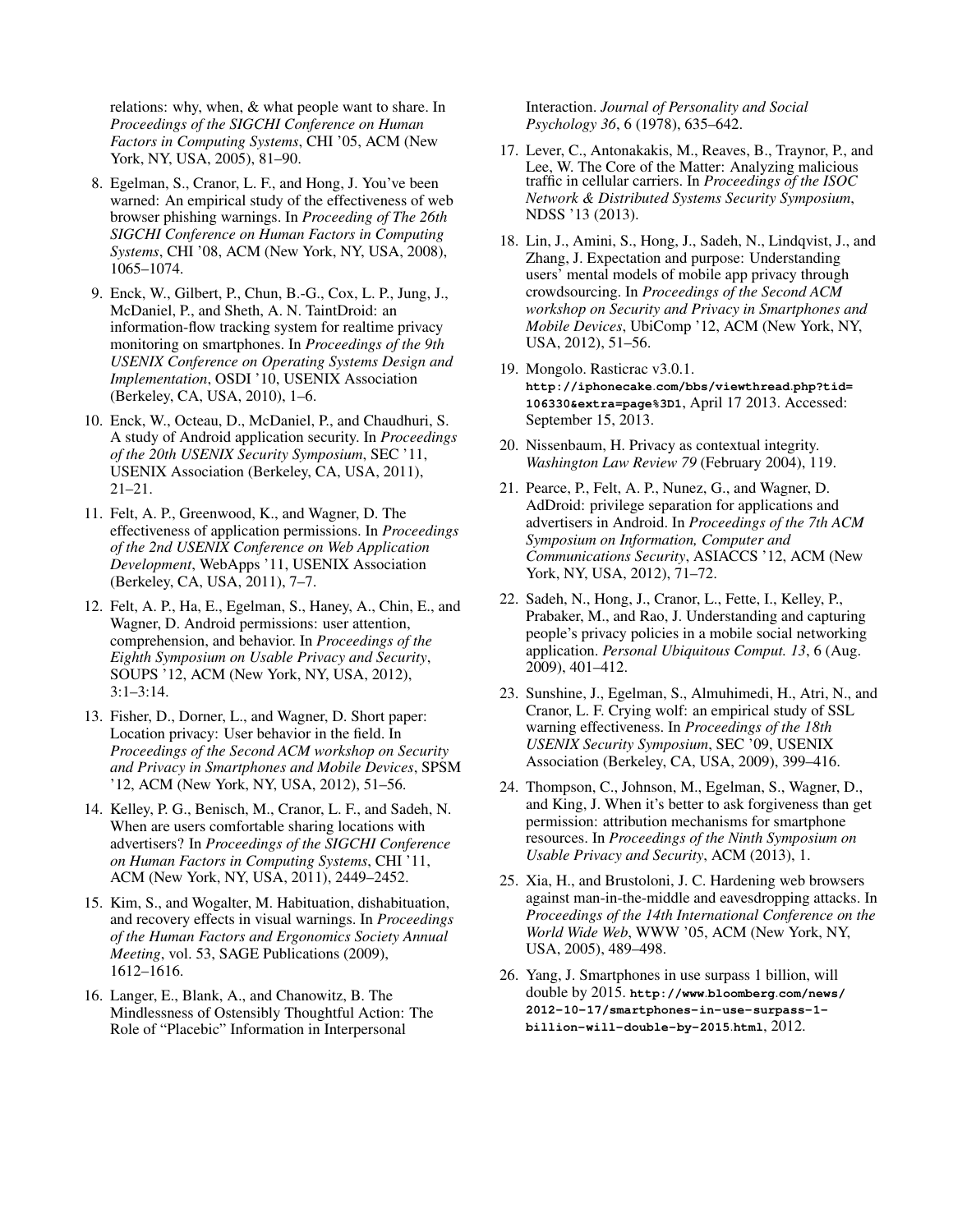relations: why, when, & what people want to share. In *Proceedings of the SIGCHI Conference on Human Factors in Computing Systems*, CHI '05, ACM (New York, NY, USA, 2005), 81–90.

8. Egelman, S., Cranor, L. F., and Hong, J. You've been warned: An empirical study of the effectiveness of web browser phishing warnings. In *Proceeding of The 26th SIGCHI Conference on Human Factors in Computing Systems*, CHI '08, ACM (New York, NY, USA, 2008), 1065–1074.

9. Enck, W., Gilbert, P., Chun, B.-G., Cox, L. P., Jung, J., McDaniel, P., and Sheth, A. N. TaintDroid: an information-flow tracking system for realtime privacy monitoring on smartphones. In *Proceedings of the 9th USENIX Conference on Operating Systems Design and Implementation*, OSDI '10, USENIX Association (Berkeley, CA, USA, 2010), 1–6.

10. Enck, W., Octeau, D., McDaniel, P., and Chaudhuri, S. A study of Android application security. In *Proceedings of the 20th USENIX Security Symposium*, SEC '11, USENIX Association (Berkeley, CA, USA, 2011), 21–21.

11. Felt, A. P., Greenwood, K., and Wagner, D. The effectiveness of application permissions. In *Proceedings of the 2nd USENIX Conference on Web Application Development*, WebApps '11, USENIX Association (Berkeley, CA, USA, 2011), 7–7.

12. Felt, A. P., Ha, E., Egelman, S., Haney, A., Chin, E., and Wagner, D. Android permissions: user attention, comprehension, and behavior. In *Proceedings of the Eighth Symposium on Usable Privacy and Security*, SOUPS '12, ACM (New York, NY, USA, 2012), 3:1–3:14.

13. Fisher, D., Dorner, L., and Wagner, D. Short paper: Location privacy: User behavior in the field. In *Proceedings of the Second ACM workshop on Security and Privacy in Smartphones and Mobile Devices*, SPSM '12, ACM (New York, NY, USA, 2012), 51–56.

14. Kelley, P. G., Benisch, M., Cranor, L. F., and Sadeh, N. When are users comfortable sharing locations with advertisers? In *Proceedings of the SIGCHI Conference on Human Factors in Computing Systems*, CHI '11, ACM (New York, NY, USA, 2011), 2449–2452.

15. Kim, S., and Wogalter, M. Habituation, dishabituation, and recovery effects in visual warnings. In *Proceedings of the Human Factors and Ergonomics Society Annual Meeting*, vol. 53, SAGE Publications (2009), 1612–1616.

16. Langer, E., Blank, A., and Chanowitz, B. The Mindlessness of Ostensibly Thoughtful Action: The Role of "Placebic" Information in Interpersonal Interaction. *Journal of Personality and Social Psychology 36*, 6 (1978), 635–642.

17. Lever, C., Antonakakis, M., Reaves, B., Traynor, P., and Lee, W. The Core of the Matter: Analyzing malicious traffic in cellular carriers. In *Proceedings of the ISOC Network & Distributed Systems Security Symposium*, NDSS '13 (2013).

18. Lin, J., Amini, S., Hong, J., Sadeh, N., Lindqvist, J., and Zhang, J. Expectation and purpose: Understanding users' mental models of mobile app privacy through crowdsourcing. In *Proceedings of the Second ACM workshop on Security and Privacy in Smartphones and Mobile Devices*, UbiComp '12, ACM (New York, NY, USA, 2012), 51–56.

19. Mongolo. Rasticrac v3.0.1. `http://iphonecake.com/bbs/viewthread.php?tid=106330&extra=page%3D1`, April 17 2013. Accessed: September 15, 2013.

20. Nissenbaum, H. Privacy as contextual integrity. *Washington Law Review 79* (February 2004), 119.

21. Pearce, P., Felt, A. P., Nunez, G., and Wagner, D. AdDroid: privilege separation for applications and advertisers in Android. In *Proceedings of the 7th ACM Symposium on Information, Computer and Communications Security*, ASIACCS '12, ACM (New York, NY, USA, 2012), 71–72.

22. Sadeh, N., Hong, J., Cranor, L., Fette, I., Kelley, P., Prabaker, M., and Rao, J. Understanding and capturing people's privacy policies in a mobile social networking application. *Personal Ubiquitous Comput. 13*, 6 (Aug. 2009), 401–412.

23. Sunshine, J., Egelman, S., Almuhimedi, H., Atri, N., and Cranor, L. F. Crying wolf: an empirical study of SSL warning effectiveness. In *Proceedings of the 18th USENIX Security Symposium*, SEC '09, USENIX Association (Berkeley, CA, USA, 2009), 399–416.

24. Thompson, C., Johnson, M., Egelman, S., Wagner, D., and King, J. When it's better to ask forgiveness than get permission: attribution mechanisms for smartphone resources. In *Proceedings of the Ninth Symposium on Usable Privacy and Security*, ACM (2013), 1.

25. Xia, H., and Brustoloni, J. C. Hardening web browsers against man-in-the-middle and eavesdropping attacks. In *Proceedings of the 14th International Conference on the World Wide Web*, WWW '05, ACM (New York, NY, USA, 2005), 489–498.

26. Yang, J. Smartphones in use surpass 1 billion, will double by 2015. `http://www.bloomberg.com/news/2012-10-17/smartphones-in-use-surpass-1-billion-will-double-by-2015.html`, 2012.